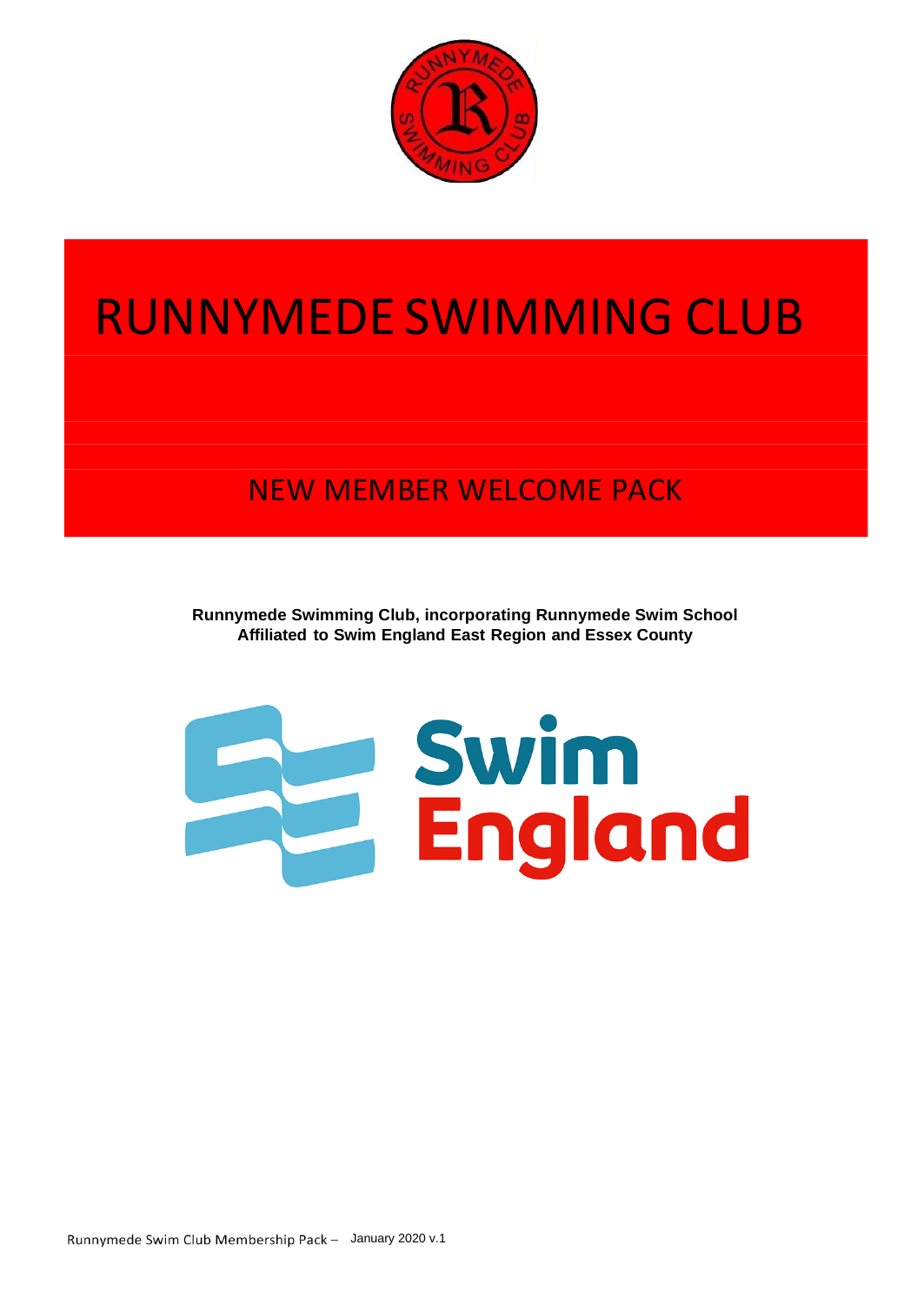# RUNNYMEDE SWIMMING CLUB

## NEW MEMBER WELCOME PACK

**Runnymede Swimming Club, incorporating Runnymede Swim School**
**Affiliated to Swim England East Region and Essex County**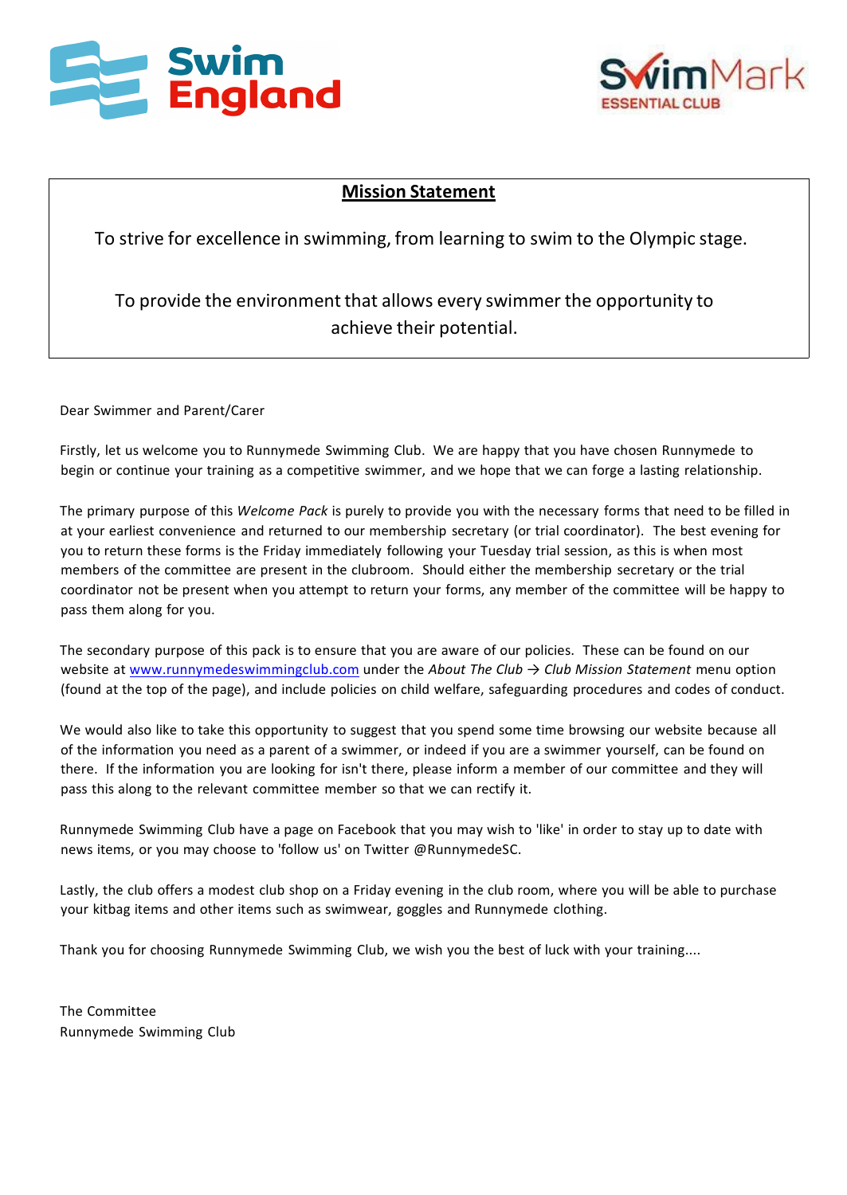## Mission Statement

To strive for excellence in swimming, from learning to swim to the Olympic stage.

To provide the environment that allows every swimmer the opportunity to achieve their potential.

Dear Swimmer and Parent/Carer

Firstly, let us welcome you to Runnymede Swimming Club. We are happy that you have chosen Runnymede to begin or continue your training as a competitive swimmer, and we hope that we can forge a lasting relationship.

The primary purpose of this *Welcome Pack* is purely to provide you with the necessary forms that need to be filled in at your earliest convenience and returned to our membership secretary (or trial coordinator). The best evening for you to return these forms is the Friday immediately following your Tuesday trial session, as this is when most members of the committee are present in the clubroom. Should either the membership secretary or the trial coordinator not be present when you attempt to return your forms, any member of the committee will be happy to pass them along for you.

The secondary purpose of this pack is to ensure that you are aware of our policies. These can be found on our website at www.runnymedeswimmingclub.com under the *About The Club → Club Mission Statement* menu option (found at the top of the page), and include policies on child welfare, safeguarding procedures and codes of conduct.

We would also like to take this opportunity to suggest that you spend some time browsing our website because all of the information you need as a parent of a swimmer, or indeed if you are a swimmer yourself, can be found on there. If the information you are looking for isn't there, please inform a member of our committee and they will pass this along to the relevant committee member so that we can rectify it.

Runnymede Swimming Club have a page on Facebook that you may wish to 'like' in order to stay up to date with news items, or you may choose to 'follow us' on Twitter @RunnymedeSC.

Lastly, the club offers a modest club shop on a Friday evening in the club room, where you will be able to purchase your kitbag items and other items such as swimwear, goggles and Runnymede clothing.

Thank you for choosing Runnymede Swimming Club, we wish you the best of luck with your training....

The Committee
Runnymede Swimming Club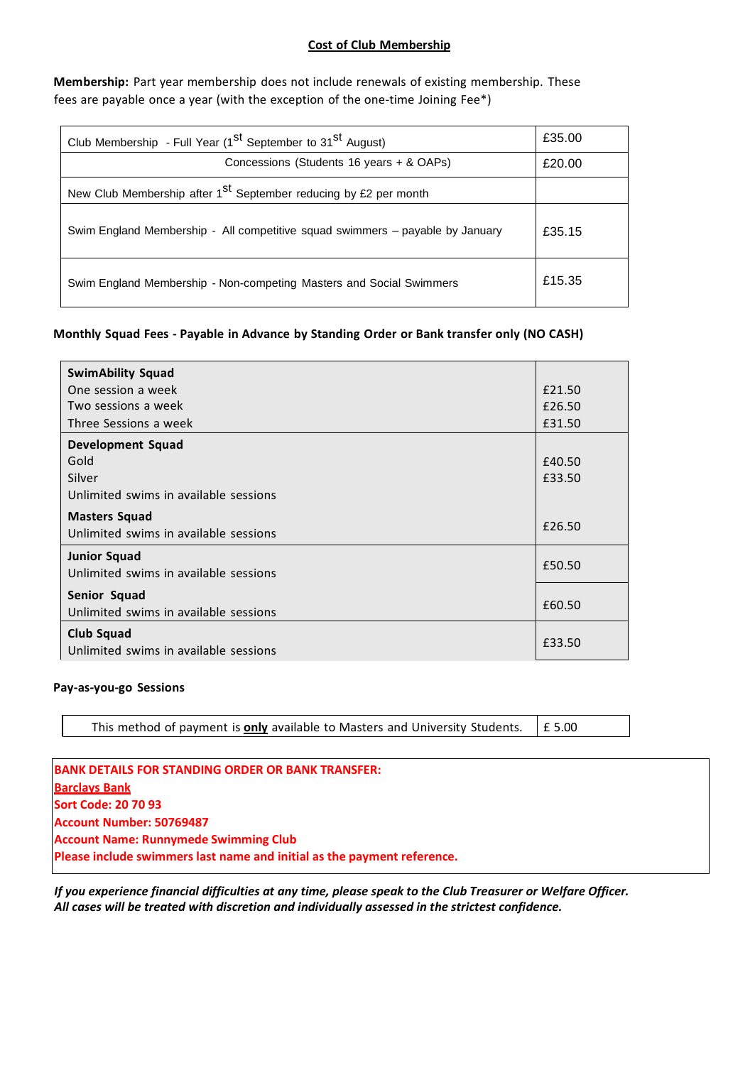## Cost of Club Membership

**Membership:** Part year membership does not include renewals of existing membership. These fees are payable once a year (with the exception of the one-time Joining Fee*)

| | |
|---|---|
| Club Membership - Full Year (1st September to 31st August) | £35.00 |
| Concessions (Students 16 years + & OAPs) | £20.00 |
| New Club Membership after 1st September reducing by £2 per month | |
| Swim England Membership - All competitive squad swimmers – payable by January | £35.15 |
| Swim England Membership - Non-competing Masters and Social Swimmers | £15.35 |

**Monthly Squad Fees - Payable in Advance by Standing Order or Bank transfer only (NO CASH)**

| | |
|---|---|
| **SwimAbility Squad** | |
| One session a week | £21.50 |
| Two sessions a week | £26.50 |
| Three Sessions a week | £31.50 |
| **Development Squad** | |
| Gold | £40.50 |
| Silver | £33.50 |
| Unlimited swims in available sessions | |
| **Masters Squad**<br>Unlimited swims in available sessions | £26.50 |
| **Junior Squad**<br>Unlimited swims in available sessions | £50.50 |
| **Senior Squad**<br>Unlimited swims in available sessions | £60.50 |
| **Club Squad**<br>Unlimited swims in available sessions | £33.50 |

**Pay-as-you-go Sessions**

| | |
|---|---|
| This method of payment is **only** available to Masters and University Students. | £ 5.00 |

**BANK DETAILS FOR STANDING ORDER OR BANK TRANSFER:**
**Barclays Bank**
**Sort Code: 20 70 93**
**Account Number: 50769487**
**Account Name: Runnymede Swimming Club**
**Please include swimmers last name and initial as the payment reference.**

***If you experience financial difficulties at any time, please speak to the Club Treasurer or Welfare Officer. All cases will be treated with discretion and individually assessed in the strictest confidence.***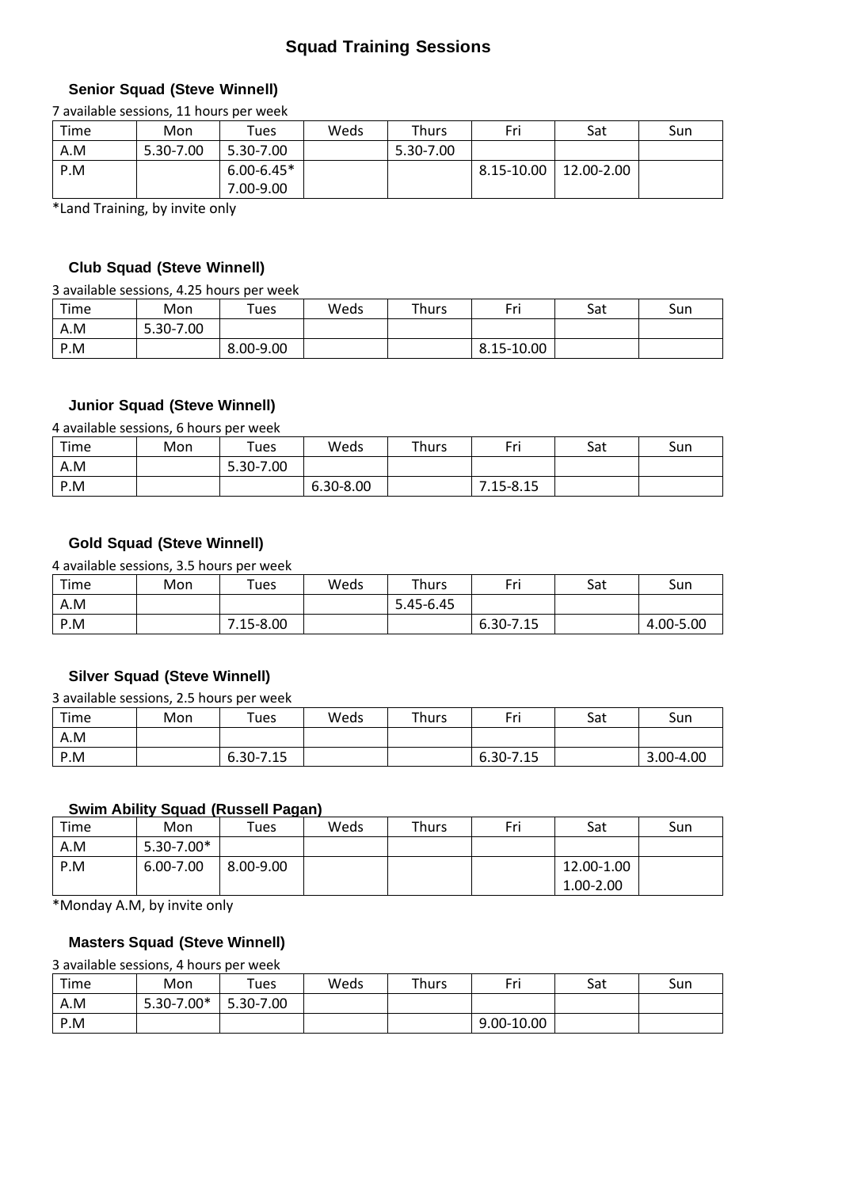# Squad Training Sessions

## Senior Squad (Steve Winnell)

7 available sessions, 11 hours per week

| Time | Mon | Tues | Weds | Thurs | Fri | Sat | Sun |
|---|---|---|---|---|---|---|---|
| A.M | 5.30-7.00 | 5.30-7.00 | | 5.30-7.00 | | | |
| P.M | | 6.00-6.45*<br>7.00-9.00 | | | 8.15-10.00 | 12.00-2.00 | |

*Land Training, by invite only

## Club Squad (Steve Winnell)

3 available sessions, 4.25 hours per week

| Time | Mon | Tues | Weds | Thurs | Fri | Sat | Sun |
|---|---|---|---|---|---|---|---|
| A.M | 5.30-7.00 | | | | | | |
| P.M | | 8.00-9.00 | | | 8.15-10.00 | | |

## Junior Squad (Steve Winnell)

4 available sessions, 6 hours per week

| Time | Mon | Tues | Weds | Thurs | Fri | Sat | Sun |
|---|---|---|---|---|---|---|---|
| A.M | | 5.30-7.00 | | | | | |
| P.M | | | 6.30-8.00 | | 7.15-8.15 | | |

## Gold Squad (Steve Winnell)

4 available sessions, 3.5 hours per week

| Time | Mon | Tues | Weds | Thurs | Fri | Sat | Sun |
|---|---|---|---|---|---|---|---|
| A.M | | | | 5.45-6.45 | | | |
| P.M | | 7.15-8.00 | | | 6.30-7.15 | | 4.00-5.00 |

## Silver Squad (Steve Winnell)

3 available sessions, 2.5 hours per week

| Time | Mon | Tues | Weds | Thurs | Fri | Sat | Sun |
|---|---|---|---|---|---|---|---|
| A.M | | | | | | | |
| P.M | | 6.30-7.15 | | | 6.30-7.15 | | 3.00-4.00 |

## Swim Ability Squad (Russell Pagan)

| Time | Mon | Tues | Weds | Thurs | Fri | Sat | Sun |
|---|---|---|---|---|---|---|---|
| A.M | 5.30-7.00* | | | | | | |
| P.M | 6.00-7.00 | 8.00-9.00 | | | | 12.00-1.00<br>1.00-2.00 | |

*Monday A.M, by invite only

## Masters Squad (Steve Winnell)

3 available sessions, 4 hours per week

| Time | Mon | Tues | Weds | Thurs | Fri | Sat | Sun |
|---|---|---|---|---|---|---|---|
| A.M | 5.30-7.00* | 5.30-7.00 | | | | | |
| P.M | | | | | 9.00-10.00 | | |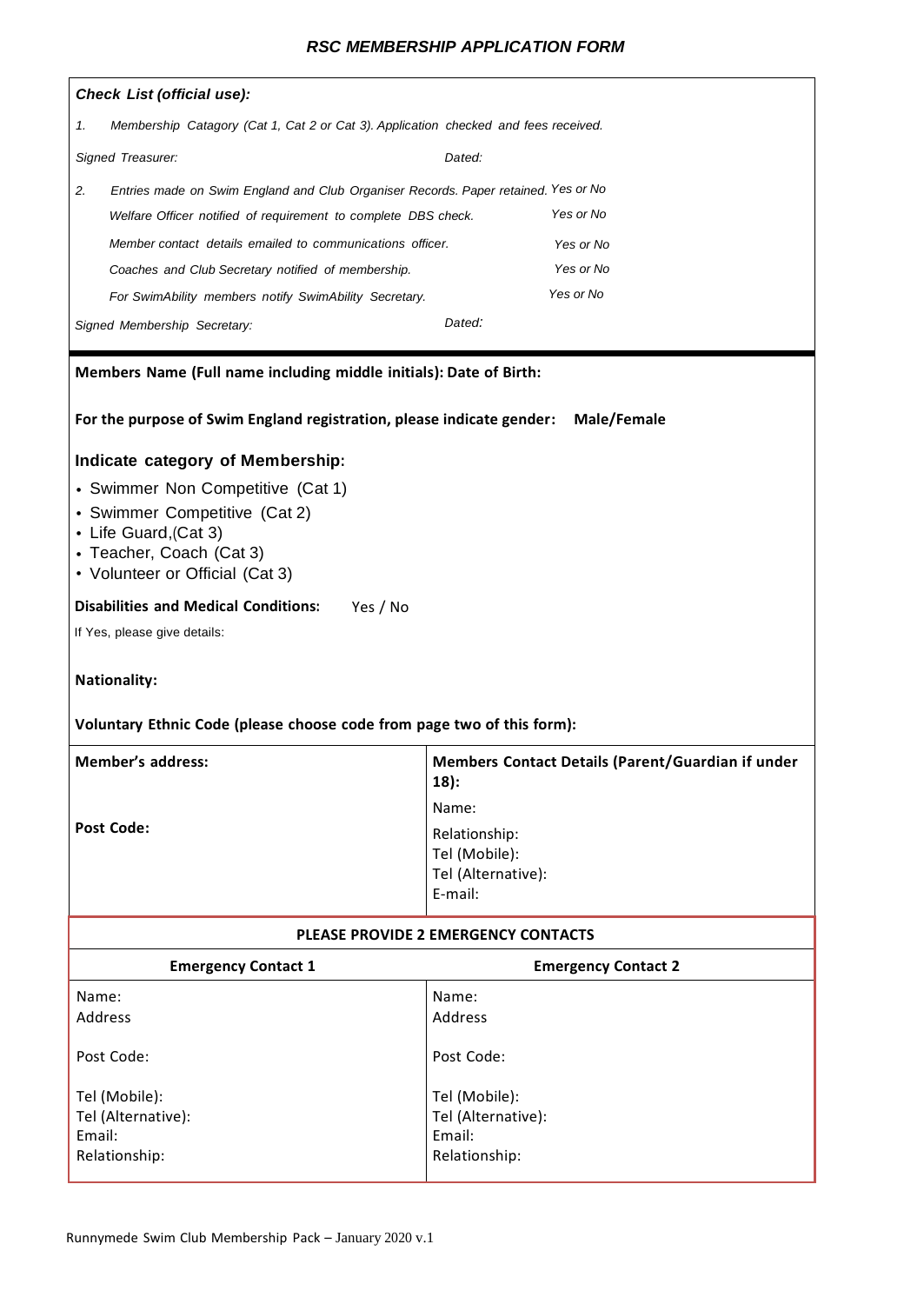# *RSC MEMBERSHIP APPLICATION FORM*

***Check List (official use):***

1. *Membership Catagory (Cat 1, Cat 2 or Cat 3). Application checked and fees received.*

*Signed Treasurer:* *Dated:*

2. *Entries made on Swim England and Club Organiser Records. Paper retained.* *Yes or No*

   *Welfare Officer notified of requirement to complete DBS check.* *Yes or No*

   *Member contact details emailed to communications officer.* *Yes or No*

   *Coaches and Club Secretary notified of membership.* *Yes or No*

   *For SwimAbility members notify SwimAbility Secretary.* *Yes or No*

*Signed Membership Secretary:* *Dated:*

---

**Members Name (Full name including middle initials): Date of Birth:**

**For the purpose of Swim England registration, please indicate gender: Male/Female**

**Indicate category of Membership:**

- Swimmer Non Competitive (Cat 1)
- Swimmer Competitive (Cat 2)
- Life Guard,(Cat 3)
- Teacher, Coach (Cat 3)
- Volunteer or Official (Cat 3)

**Disabilities and Medical Conditions:** Yes / No

If Yes, please give details:

**Nationality:**

**Voluntary Ethnic Code (please choose code from page two of this form):**

| **Member's address:**<br><br>**Post Code:** | **Members Contact Details (Parent/Guardian if under 18):**<br>Name:<br>Relationship:<br>Tel (Mobile):<br>Tel (Alternative):<br>E-mail: |
|---|---|

**PLEASE PROVIDE 2 EMERGENCY CONTACTS**

| **Emergency Contact 1** | **Emergency Contact 2** |
|---|---|
| Name:<br>Address<br><br>Post Code:<br><br>Tel (Mobile):<br>Tel (Alternative):<br>Email:<br>Relationship: | Name:<br>Address<br><br>Post Code:<br><br>Tel (Mobile):<br>Tel (Alternative):<br>Email:<br>Relationship: |

Runnymede Swim Club Membership Pack – January 2020 v.1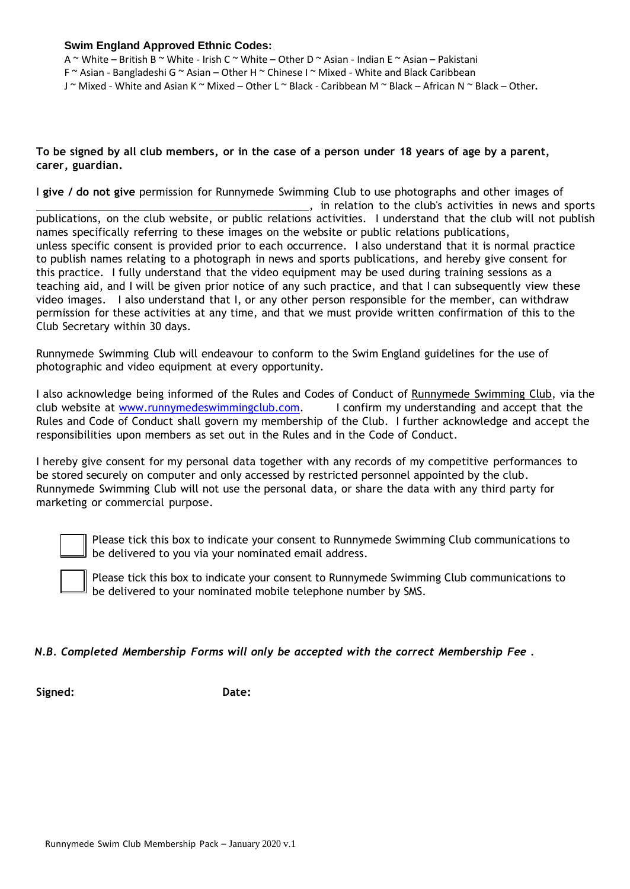**Swim England Approved Ethnic Codes:**

A ~ White – British B ~ White - Irish C ~ White – Other D ~ Asian - Indian E ~ Asian – Pakistani
F ~ Asian - Bangladeshi G ~ Asian – Other H ~ Chinese I ~ Mixed - White and Black Caribbean
J ~ Mixed - White and Asian K ~ Mixed – Other L ~ Black - Caribbean M ~ Black – African N ~ Black – Other**.**

**To be signed by all club members, or in the case of a person under 18 years of age by a parent, carer, guardian.**

I **give / do not give** permission for Runnymede Swimming Club to use photographs and other images of ______________________________________________, in relation to the club's activities in news and sports publications, on the club website, or public relations activities. I understand that the club will not publish names specifically referring to these images on the website or public relations publications, unless specific consent is provided prior to each occurrence. I also understand that it is normal practice to publish names relating to a photograph in news and sports publications, and hereby give consent for this practice. I fully understand that the video equipment may be used during training sessions as a teaching aid, and I will be given prior notice of any such practice, and that I can subsequently view these video images. I also understand that I, or any other person responsible for the member, can withdraw permission for these activities at any time, and that we must provide written confirmation of this to the Club Secretary within 30 days.

Runnymede Swimming Club will endeavour to conform to the Swim England guidelines for the use of photographic and video equipment at every opportunity.

I also acknowledge being informed of the Rules and Codes of Conduct of Runnymede Swimming Club, via the club website at www.runnymedeswimmingclub.com. I confirm my understanding and accept that the Rules and Code of Conduct shall govern my membership of the Club. I further acknowledge and accept the responsibilities upon members as set out in the Rules and in the Code of Conduct.

I hereby give consent for my personal data together with any records of my competitive performances to be stored securely on computer and only accessed by restricted personnel appointed by the club. Runnymede Swimming Club will not use the personal data, or share the data with any third party for marketing or commercial purpose.

☐ Please tick this box to indicate your consent to Runnymede Swimming Club communications to be delivered to you via your nominated email address.

☐ Please tick this box to indicate your consent to Runnymede Swimming Club communications to be delivered to your nominated mobile telephone number by SMS.

***N.B. Completed Membership Forms will only be accepted with the correct Membership Fee .***

**Signed:** **Date:**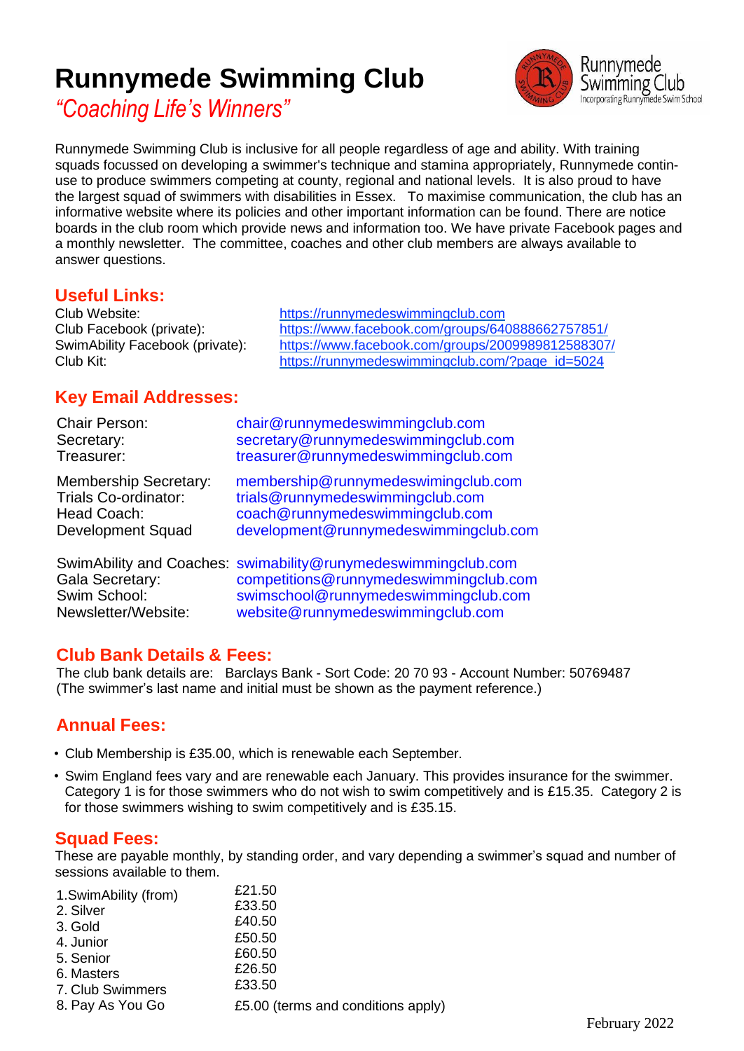# Runnymede Swimming Club

*"Coaching Life's Winners"*

Runnymede Swimming Club is inclusive for all people regardless of age and ability. With training squads focussed on developing a swimmer's technique and stamina appropriately, Runnymede contin-use to produce swimmers competing at county, regional and national levels. It is also proud to have the largest squad of swimmers with disabilities in Essex. To maximise communication, the club has an informative website where its policies and other important information can be found. There are notice boards in the club room which provide news and information too. We have private Facebook pages and a monthly newsletter. The committee, coaches and other club members are always available to answer questions.

## Useful Links:

| | |
|---|---|
| Club Website: | https://runnymedeswimmingclub.com |
| Club Facebook (private): | https://www.facebook.com/groups/640888662757851/ |
| SwimAbility Facebook (private): | https://www.facebook.com/groups/2009989812588307/ |
| Club Kit: | https://runnymedeswimmingclub.com/?page_id=5024 |

## Key Email Addresses:

| | |
|---|---|
| Chair Person: | chair@runnymedeswimmingclub.com |
| Secretary: | secretary@runnymedeswimmingclub.com |
| Treasurer: | treasurer@runnymedeswimmingclub.com |
| Membership Secretary: | membership@runnymedeswimingclub.com |
| Trials Co-ordinator: | trials@runnymedeswimmingclub.com |
| Head Coach: | coach@runnymedeswimmingclub.com |
| Development Squad | development@runnymedeswimmingclub.com |
| SwimAbility and Coaches: | swimability@runymedeswimmingclub.com |
| Gala Secretary: | competitions@runnymedeswimmingclub.com |
| Swim School: | swimschool@runnymedeswimmingclub.com |
| Newsletter/Website: | website@runnymedeswimmingclub.com |

## Club Bank Details & Fees:

The club bank details are: Barclays Bank - Sort Code: 20 70 93 - Account Number: 50769487
(The swimmer's last name and initial must be shown as the payment reference.)

## Annual Fees:

- Club Membership is £35.00, which is renewable each September.
- Swim England fees vary and are renewable each January. This provides insurance for the swimmer. Category 1 is for those swimmers who do not wish to swim competitively and is £15.35. Category 2 is for those swimmers wishing to swim competitively and is £35.15.

## Squad Fees:

These are payable monthly, by standing order, and vary depending a swimmer's squad and number of sessions available to them.

| | |
|---|---|
| 1.SwimAbility (from) | £21.50 |
| 2. Silver | £33.50 |
| 3. Gold | £40.50 |
| 4. Junior | £50.50 |
| 5. Senior | £60.50 |
| 6. Masters | £26.50 |
| 7. Club Swimmers | £33.50 |
| 8. Pay As You Go | £5.00 (terms and conditions apply) |

February 2022